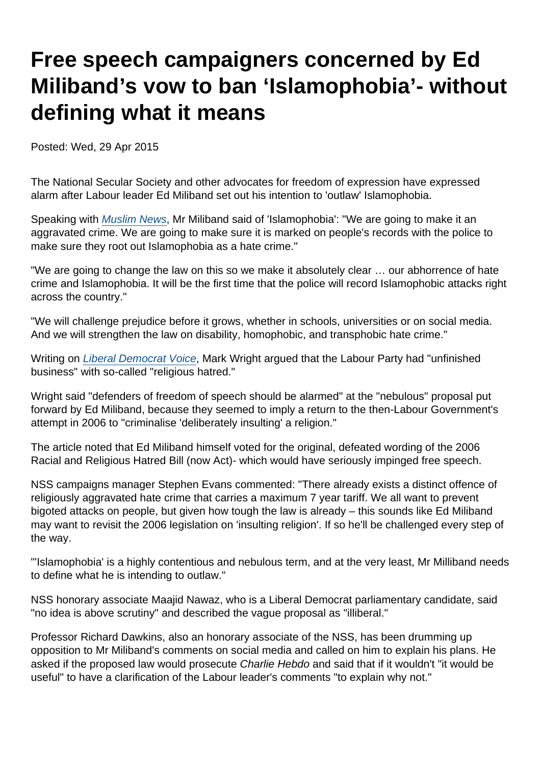# Free speech campaigners concerned by Ed Miliband's vow to ban 'Islamophobia'- without defining what it means

Posted: Wed, 29 Apr 2015

The National Secular Society and other advocates for freedom of expression have expressed alarm after Labour leader Ed Miliband set out his intention to 'outlaw' Islamophobia.

Speaking with *Muslim News*, Mr Miliband said of 'Islamophobia': "We are going to make it an aggravated crime. We are going to make sure it is marked on people's records with the police to make sure they root out Islamophobia as a hate crime."

"We are going to change the law on this so we make it absolutely clear … our abhorrence of hate crime and Islamophobia. It will be the first time that the police will record Islamophobic attacks right across the country."

"We will challenge prejudice before it grows, whether in schools, universities or on social media. And we will strengthen the law on disability, homophobic, and transphobic hate crime."

Writing on *Liberal Democrat Voice*, Mark Wright argued that the Labour Party had "unfinished business" with so-called "religious hatred."

Wright said "defenders of freedom of speech should be alarmed" at the "nebulous" proposal put forward by Ed Miliband, because they seemed to imply a return to the then-Labour Government's attempt in 2006 to "criminalise 'deliberately insulting' a religion."

The article noted that Ed Miliband himself voted for the original, defeated wording of the 2006 Racial and Religious Hatred Bill (now Act)- which would have seriously impinged free speech.

NSS campaigns manager Stephen Evans commented: "There already exists a distinct offence of religiously aggravated hate crime that carries a maximum 7 year tariff. We all want to prevent bigoted attacks on people, but given how tough the law is already – this sounds like Ed Miliband may want to revisit the 2006 legislation on 'insulting religion'. If so he'll be challenged every step of the way.

"'Islamophobia' is a highly contentious and nebulous term, and at the very least, Mr Milliband needs to define what he is intending to outlaw."

NSS honorary associate Maajid Nawaz, who is a Liberal Democrat parliamentary candidate, said "no idea is above scrutiny" and described the vague proposal as "illiberal."

Professor Richard Dawkins, also an honorary associate of the NSS, has been drumming up opposition to Mr Miliband's comments on social media and called on him to explain his plans. He asked if the proposed law would prosecute *Charlie Hebdo* and said that if it wouldn't "it would be useful" to have a clarification of the Labour leader's comments "to explain why not."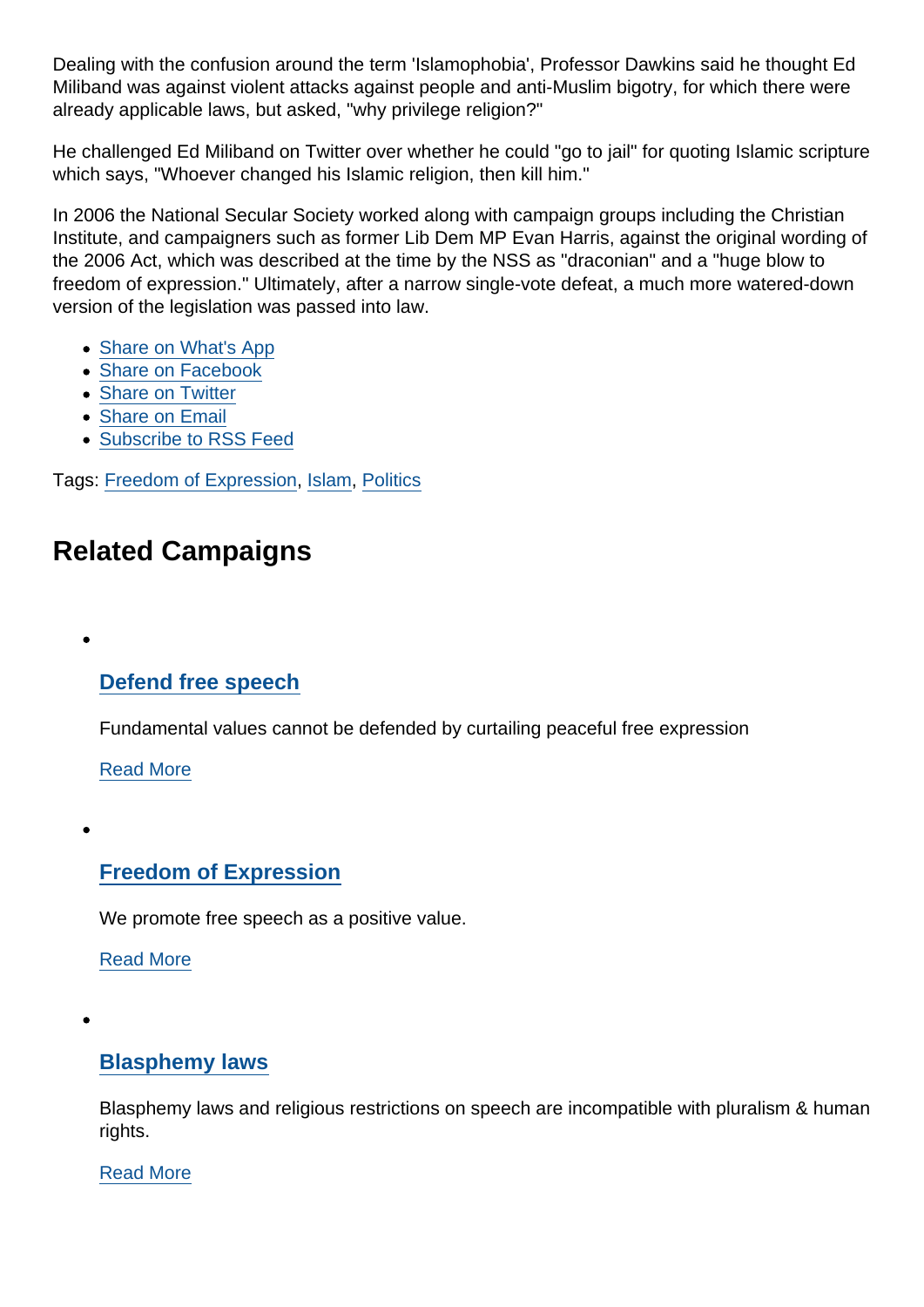Dealing with the confusion around the term 'Islamophobia', Professor Dawkins said he thought Ed Miliband was against violent attacks against people and anti-Muslim bigotry, for which there were already applicable laws, but asked, "why privilege religion?"

He challenged Ed Miliband on Twitter over whether he could "go to jail" for quoting Islamic scripture which says, "Whoever changed his Islamic religion, then kill him."

In 2006 the National Secular Society worked along with campaign groups including the Christian Institute, and campaigners such as former Lib Dem MP Evan Harris, against the original wording of the 2006 Act, which was described at the time by the NSS as "draconian" and a "huge blow to freedom of expression." Ultimately, after a narrow single-vote defeat, a much more watered-down version of the legislation was passed into law.

- Share on What's App
- Share on Facebook
- Share on Twitter
- Share on Email
- Subscribe to RSS Feed

Tags: Freedom of Expression, Islam, Politics

## Related Campaigns

- ### Defend free speech

  Fundamental values cannot be defended by curtailing peaceful free expression

  Read More

- ### Freedom of Expression

  We promote free speech as a positive value.

  Read More

- ### Blasphemy laws

  Blasphemy laws and religious restrictions on speech are incompatible with pluralism & human rights.

  Read More